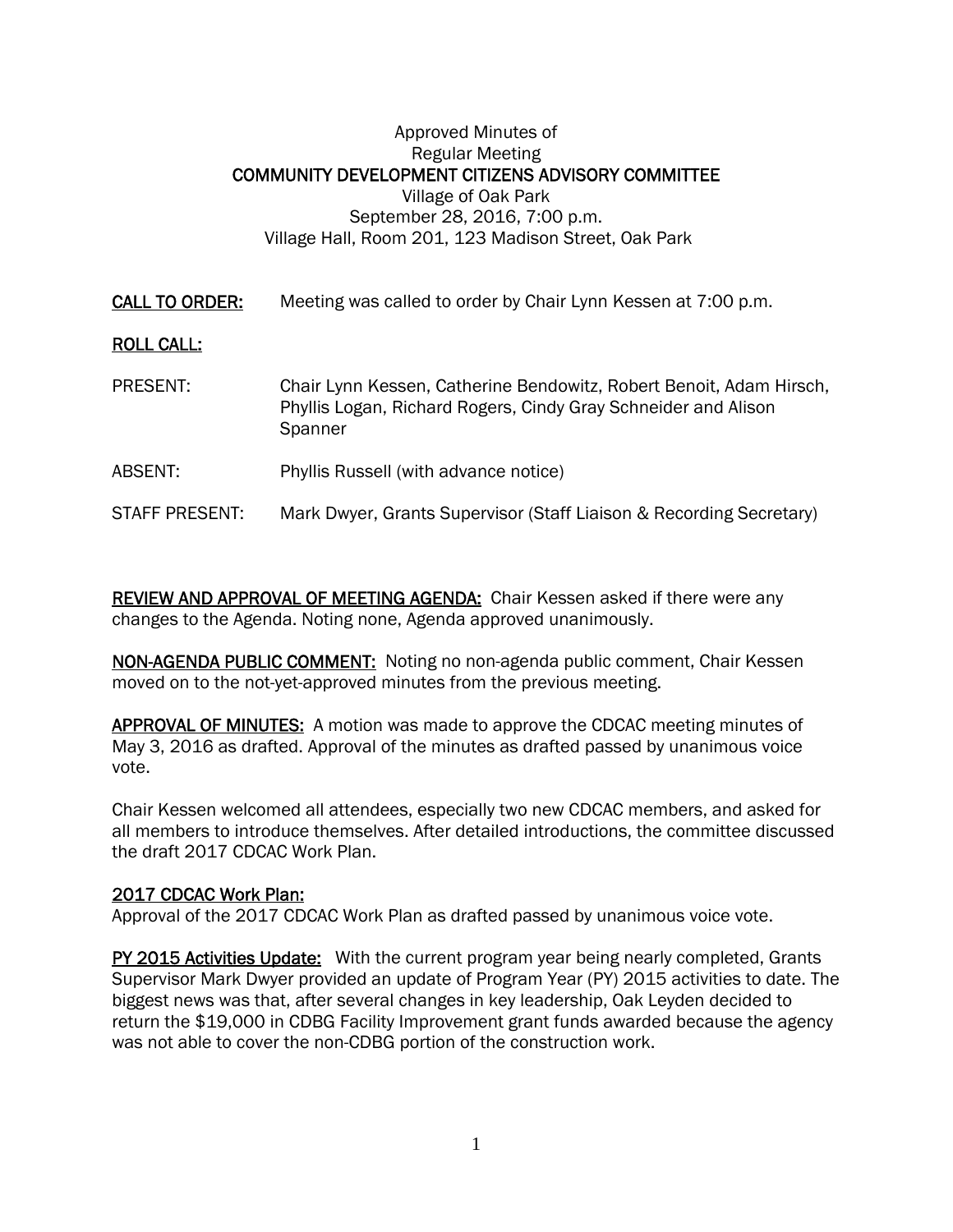Approved Minutes of
Regular Meeting
**COMMUNITY DEVELOPMENT CITIZENS ADVISORY COMMITTEE**
Village of Oak Park
September 28, 2016, 7:00 p.m.
Village Hall, Room 201, 123 Madison Street, Oak Park

**CALL TO ORDER:** Meeting was called to order by Chair Lynn Kessen at 7:00 p.m.

**ROLL CALL:**

PRESENT: Chair Lynn Kessen, Catherine Bendowitz, Robert Benoit, Adam Hirsch, Phyllis Logan, Richard Rogers, Cindy Gray Schneider and Alison Spanner

ABSENT: Phyllis Russell (with advance notice)

STAFF PRESENT: Mark Dwyer, Grants Supervisor (Staff Liaison & Recording Secretary)

**REVIEW AND APPROVAL OF MEETING AGENDA:** Chair Kessen asked if there were any changes to the Agenda. Noting none, Agenda approved unanimously.

**NON-AGENDA PUBLIC COMMENT:** Noting no non-agenda public comment, Chair Kessen moved on to the not-yet-approved minutes from the previous meeting.

**APPROVAL OF MINUTES:** A motion was made to approve the CDCAC meeting minutes of May 3, 2016 as drafted. Approval of the minutes as drafted passed by unanimous voice vote.

Chair Kessen welcomed all attendees, especially two new CDCAC members, and asked for all members to introduce themselves. After detailed introductions, the committee discussed the draft 2017 CDCAC Work Plan.

**2017 CDCAC Work Plan:**
Approval of the 2017 CDCAC Work Plan as drafted passed by unanimous voice vote.

**PY 2015 Activities Update:** With the current program year being nearly completed, Grants Supervisor Mark Dwyer provided an update of Program Year (PY) 2015 activities to date. The biggest news was that, after several changes in key leadership, Oak Leyden decided to return the $19,000 in CDBG Facility Improvement grant funds awarded because the agency was not able to cover the non-CDBG portion of the construction work.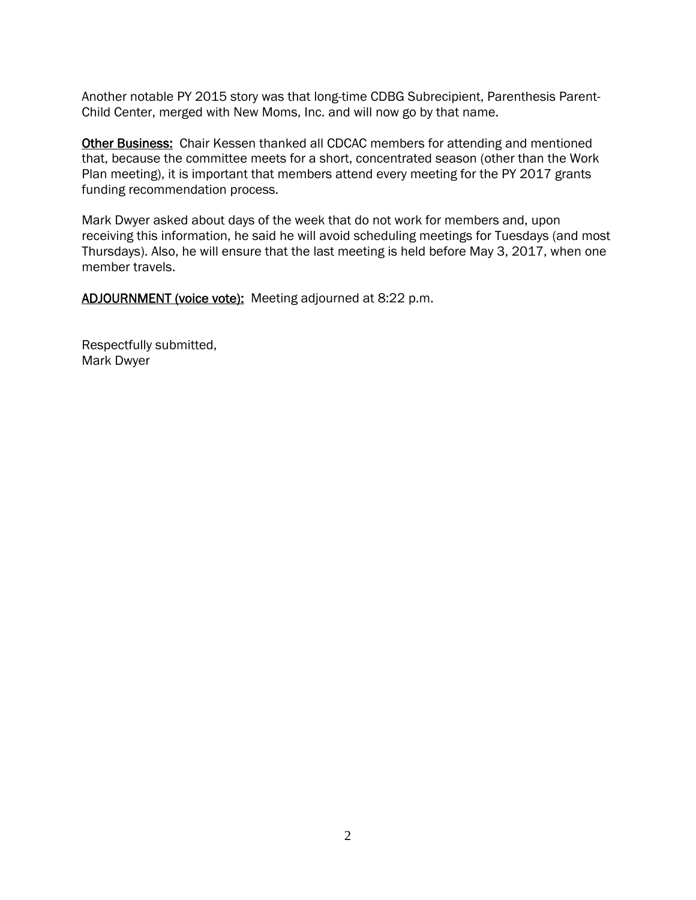Another notable PY 2015 story was that long-time CDBG Subrecipient, Parenthesis Parent-Child Center, merged with New Moms, Inc. and will now go by that name.

**Other Business:** Chair Kessen thanked all CDCAC members for attending and mentioned that, because the committee meets for a short, concentrated season (other than the Work Plan meeting), it is important that members attend every meeting for the PY 2017 grants funding recommendation process.

Mark Dwyer asked about days of the week that do not work for members and, upon receiving this information, he said he will avoid scheduling meetings for Tuesdays (and most Thursdays). Also, he will ensure that the last meeting is held before May 3, 2017, when one member travels.

**ADJOURNMENT (voice vote):** Meeting adjourned at 8:22 p.m.

Respectfully submitted,
Mark Dwyer